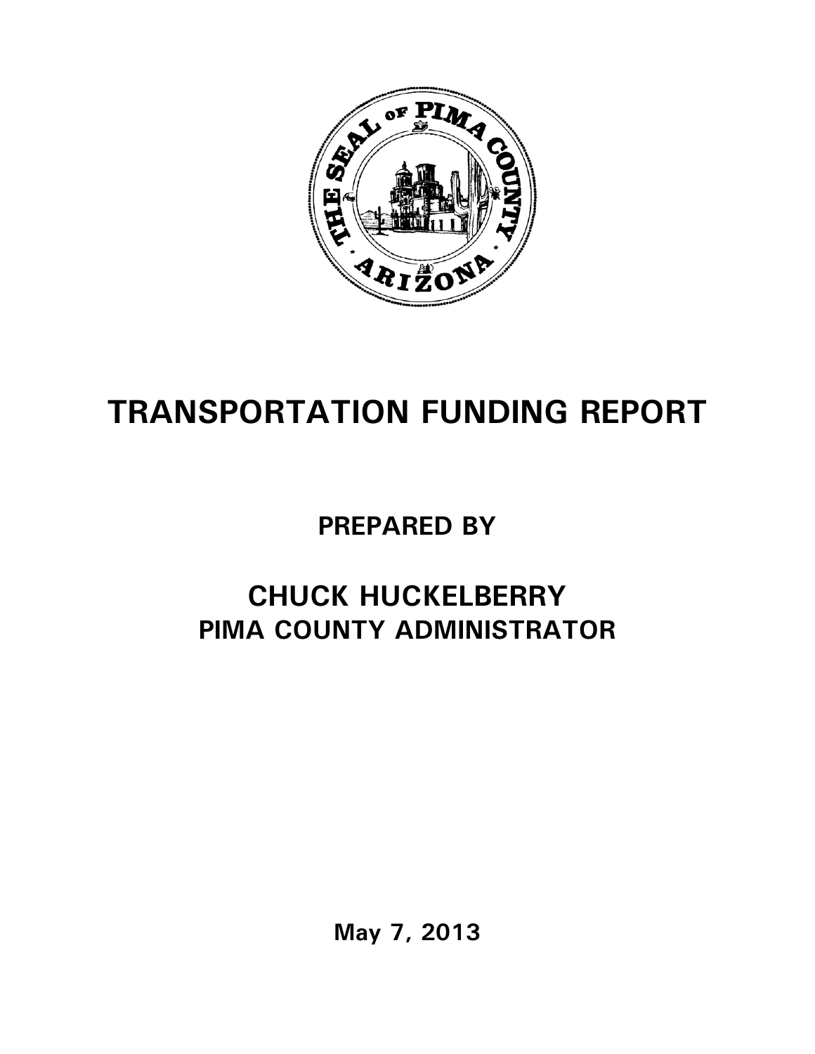# TRANSPORTATION FUNDING REPORT

**PREPARED BY**

## CHUCK HUCKELBERRY
**PIMA COUNTY ADMINISTRATOR**

**May 7, 2013**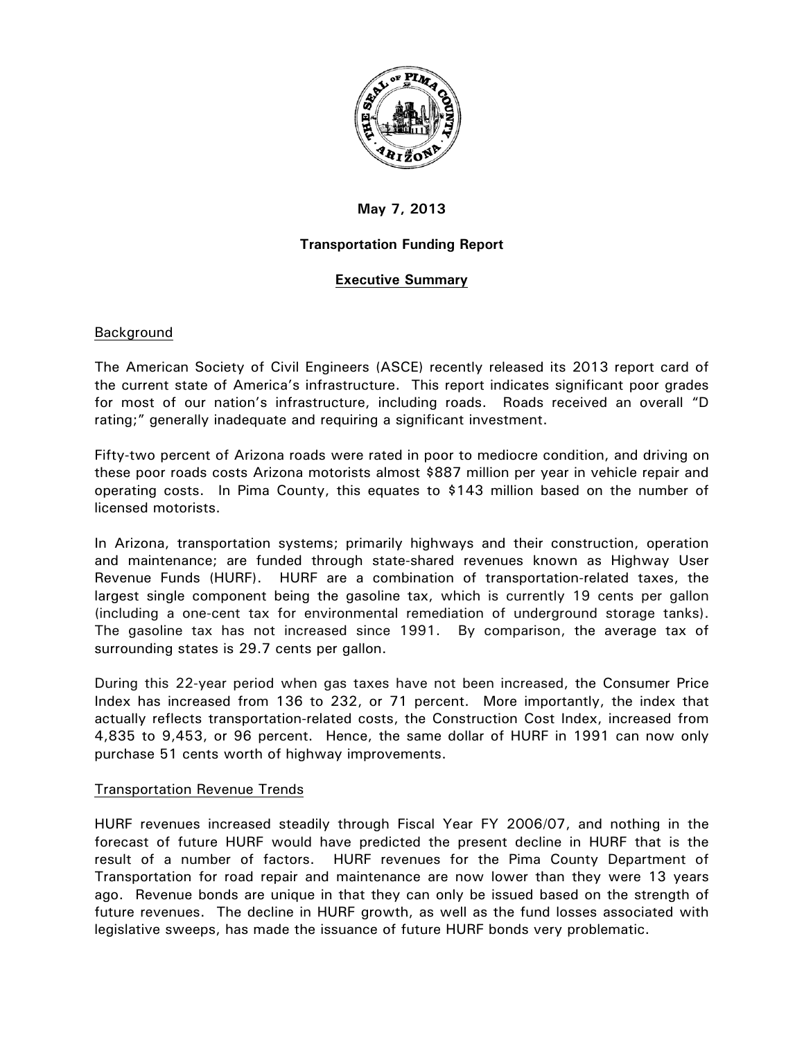**May 7, 2013**

**Transportation Funding Report**

**Executive Summary**

Background

The American Society of Civil Engineers (ASCE) recently released its 2013 report card of the current state of America's infrastructure. This report indicates significant poor grades for most of our nation's infrastructure, including roads. Roads received an overall "D rating;" generally inadequate and requiring a significant investment.

Fifty-two percent of Arizona roads were rated in poor to mediocre condition, and driving on these poor roads costs Arizona motorists almost $887 million per year in vehicle repair and operating costs. In Pima County, this equates to $143 million based on the number of licensed motorists.

In Arizona, transportation systems; primarily highways and their construction, operation and maintenance; are funded through state-shared revenues known as Highway User Revenue Funds (HURF). HURF are a combination of transportation-related taxes, the largest single component being the gasoline tax, which is currently 19 cents per gallon (including a one-cent tax for environmental remediation of underground storage tanks). The gasoline tax has not increased since 1991. By comparison, the average tax of surrounding states is 29.7 cents per gallon.

During this 22-year period when gas taxes have not been increased, the Consumer Price Index has increased from 136 to 232, or 71 percent. More importantly, the index that actually reflects transportation-related costs, the Construction Cost Index, increased from 4,835 to 9,453, or 96 percent. Hence, the same dollar of HURF in 1991 can now only purchase 51 cents worth of highway improvements.

Transportation Revenue Trends

HURF revenues increased steadily through Fiscal Year FY 2006/07, and nothing in the forecast of future HURF would have predicted the present decline in HURF that is the result of a number of factors. HURF revenues for the Pima County Department of Transportation for road repair and maintenance are now lower than they were 13 years ago. Revenue bonds are unique in that they can only be issued based on the strength of future revenues. The decline in HURF growth, as well as the fund losses associated with legislative sweeps, has made the issuance of future HURF bonds very problematic.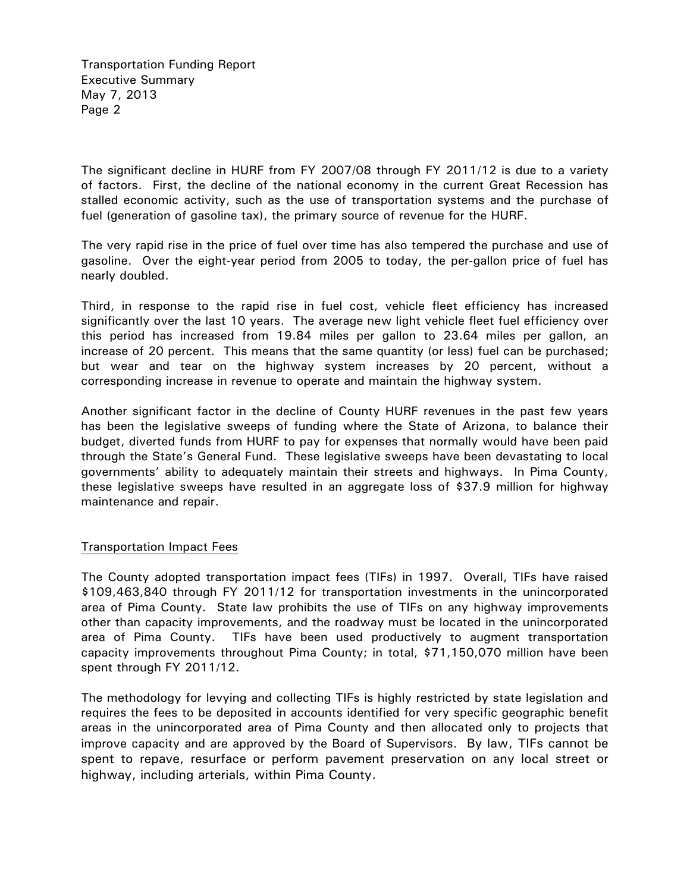The significant decline in HURF from FY 2007/08 through FY 2011/12 is due to a variety of factors. First, the decline of the national economy in the current Great Recession has stalled economic activity, such as the use of transportation systems and the purchase of fuel (generation of gasoline tax), the primary source of revenue for the HURF.

The very rapid rise in the price of fuel over time has also tempered the purchase and use of gasoline. Over the eight-year period from 2005 to today, the per-gallon price of fuel has nearly doubled.

Third, in response to the rapid rise in fuel cost, vehicle fleet efficiency has increased significantly over the last 10 years. The average new light vehicle fleet fuel efficiency over this period has increased from 19.84 miles per gallon to 23.64 miles per gallon, an increase of 20 percent. This means that the same quantity (or less) fuel can be purchased; but wear and tear on the highway system increases by 20 percent, without a corresponding increase in revenue to operate and maintain the highway system.

Another significant factor in the decline of County HURF revenues in the past few years has been the legislative sweeps of funding where the State of Arizona, to balance their budget, diverted funds from HURF to pay for expenses that normally would have been paid through the State's General Fund. These legislative sweeps have been devastating to local governments' ability to adequately maintain their streets and highways. In Pima County, these legislative sweeps have resulted in an aggregate loss of $37.9 million for highway maintenance and repair.

## Transportation Impact Fees

The County adopted transportation impact fees (TIFs) in 1997. Overall, TIFs have raised $109,463,840 through FY 2011/12 for transportation investments in the unincorporated area of Pima County. State law prohibits the use of TIFs on any highway improvements other than capacity improvements, and the roadway must be located in the unincorporated area of Pima County. TIFs have been used productively to augment transportation capacity improvements throughout Pima County; in total, $71,150,070 million have been spent through FY 2011/12.

The methodology for levying and collecting TIFs is highly restricted by state legislation and requires the fees to be deposited in accounts identified for very specific geographic benefit areas in the unincorporated area of Pima County and then allocated only to projects that improve capacity and are approved by the Board of Supervisors. By law, TIFs cannot be spent to repave, resurface or perform pavement preservation on any local street or highway, including arterials, within Pima County.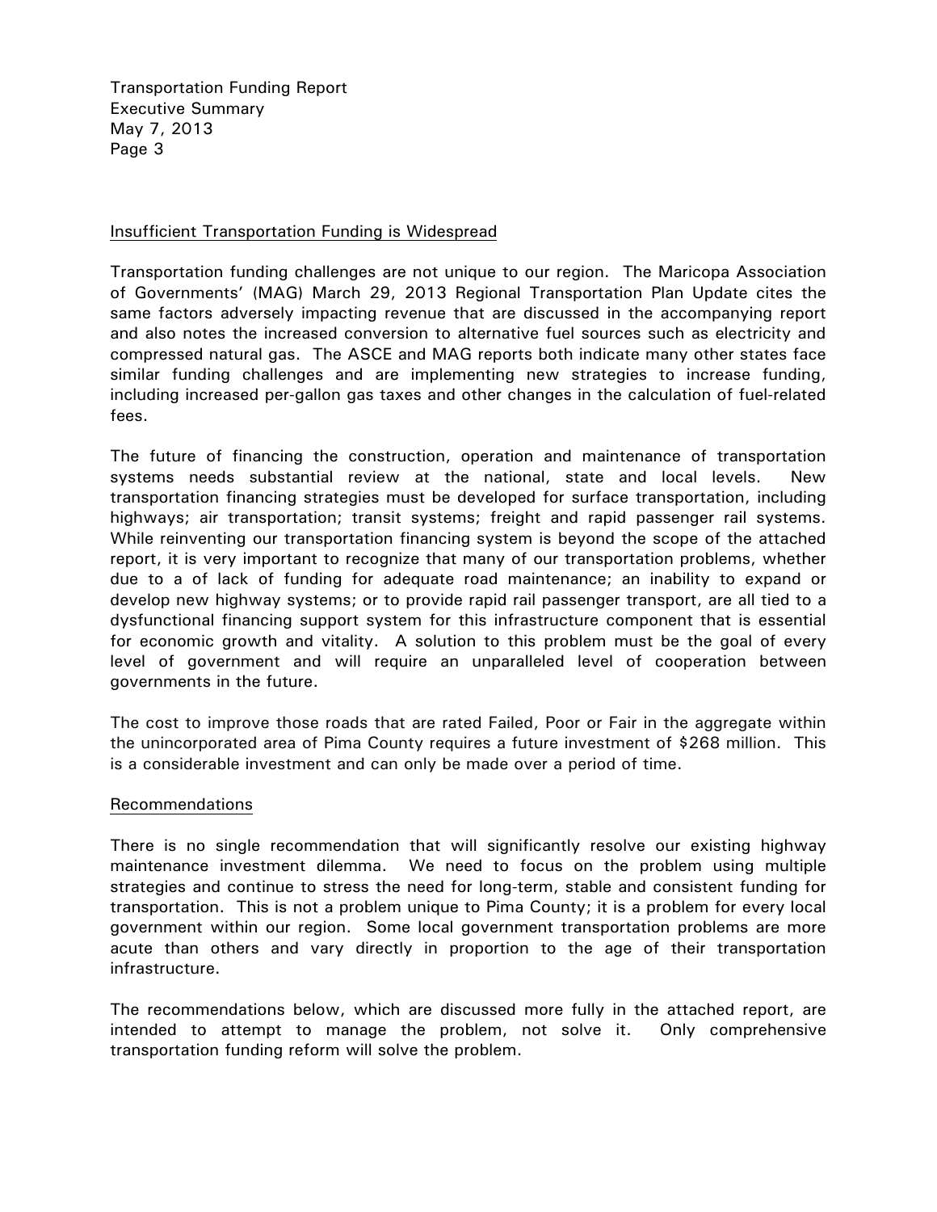## Insufficient Transportation Funding is Widespread

Transportation funding challenges are not unique to our region. The Maricopa Association of Governments' (MAG) March 29, 2013 Regional Transportation Plan Update cites the same factors adversely impacting revenue that are discussed in the accompanying report and also notes the increased conversion to alternative fuel sources such as electricity and compressed natural gas. The ASCE and MAG reports both indicate many other states face similar funding challenges and are implementing new strategies to increase funding, including increased per-gallon gas taxes and other changes in the calculation of fuel-related fees.

The future of financing the construction, operation and maintenance of transportation systems needs substantial review at the national, state and local levels. New transportation financing strategies must be developed for surface transportation, including highways; air transportation; transit systems; freight and rapid passenger rail systems. While reinventing our transportation financing system is beyond the scope of the attached report, it is very important to recognize that many of our transportation problems, whether due to a of lack of funding for adequate road maintenance; an inability to expand or develop new highway systems; or to provide rapid rail passenger transport, are all tied to a dysfunctional financing support system for this infrastructure component that is essential for economic growth and vitality. A solution to this problem must be the goal of every level of government and will require an unparalleled level of cooperation between governments in the future.

The cost to improve those roads that are rated Failed, Poor or Fair in the aggregate within the unincorporated area of Pima County requires a future investment of $268 million. This is a considerable investment and can only be made over a period of time.

## Recommendations

There is no single recommendation that will significantly resolve our existing highway maintenance investment dilemma. We need to focus on the problem using multiple strategies and continue to stress the need for long-term, stable and consistent funding for transportation. This is not a problem unique to Pima County; it is a problem for every local government within our region. Some local government transportation problems are more acute than others and vary directly in proportion to the age of their transportation infrastructure.

The recommendations below, which are discussed more fully in the attached report, are intended to attempt to manage the problem, not solve it. Only comprehensive transportation funding reform will solve the problem.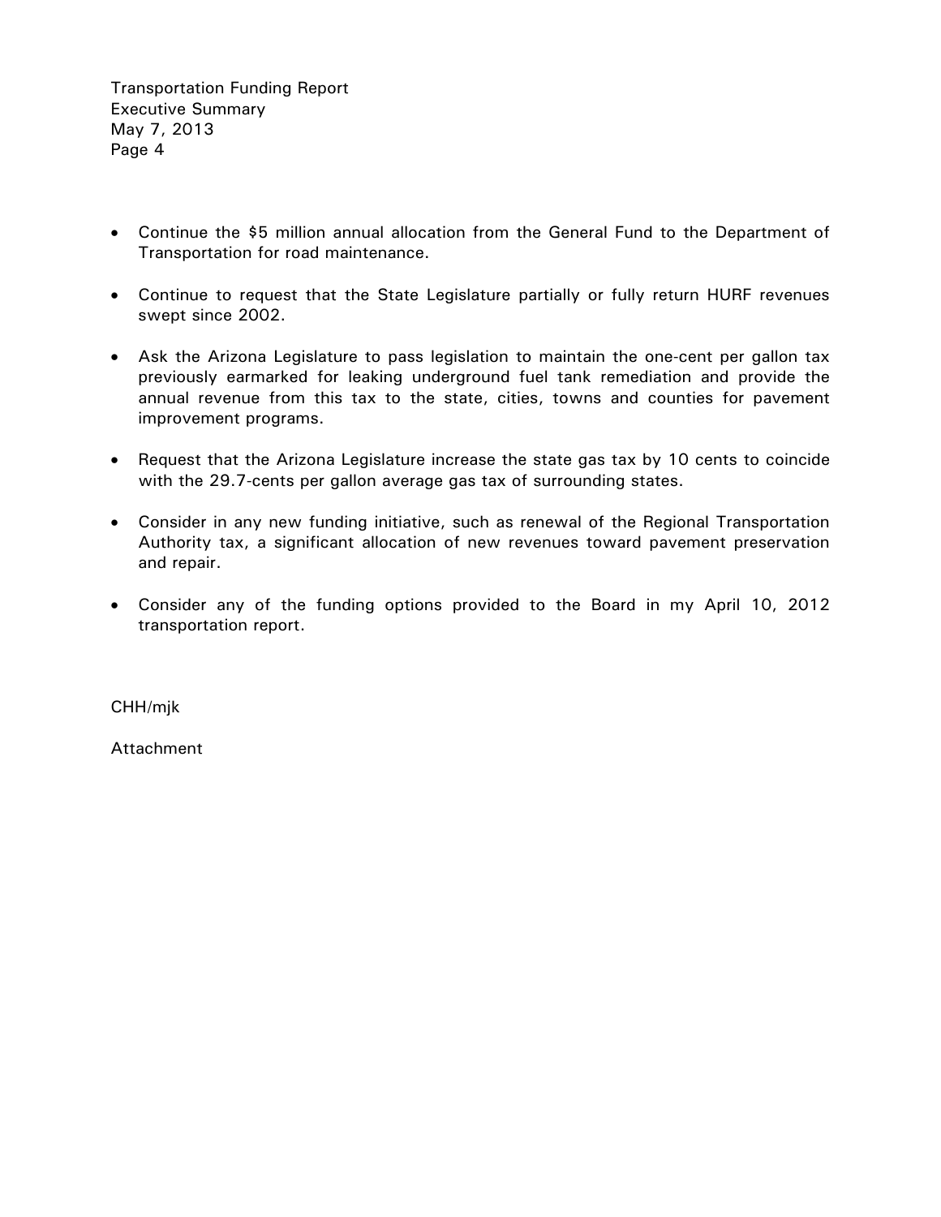- Continue the $5 million annual allocation from the General Fund to the Department of Transportation for road maintenance.
- Continue to request that the State Legislature partially or fully return HURF revenues swept since 2002.
- Ask the Arizona Legislature to pass legislation to maintain the one-cent per gallon tax previously earmarked for leaking underground fuel tank remediation and provide the annual revenue from this tax to the state, cities, towns and counties for pavement improvement programs.
- Request that the Arizona Legislature increase the state gas tax by 10 cents to coincide with the 29.7-cents per gallon average gas tax of surrounding states.
- Consider in any new funding initiative, such as renewal of the Regional Transportation Authority tax, a significant allocation of new revenues toward pavement preservation and repair.
- Consider any of the funding options provided to the Board in my April 10, 2012 transportation report.

CHH/mjk

Attachment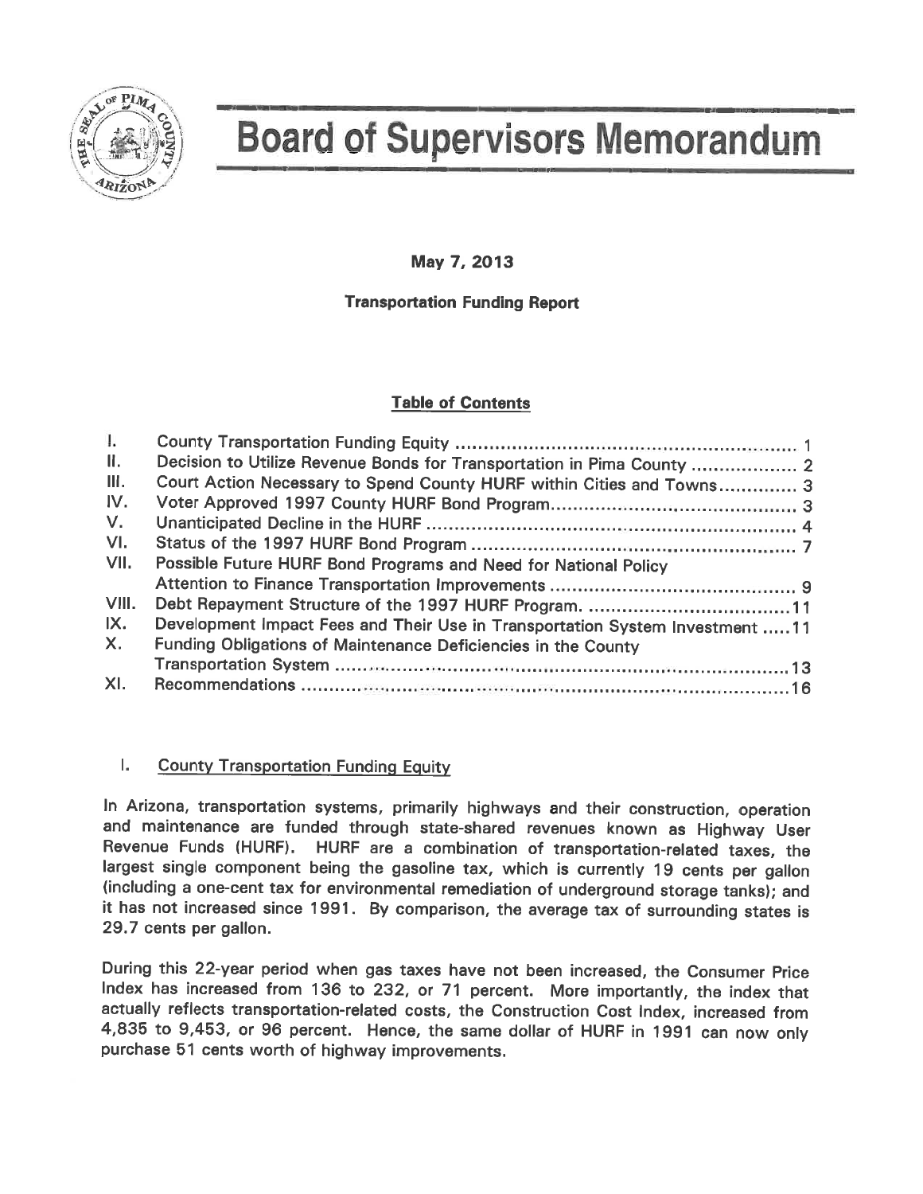# Board of Supervisors Memorandum

**May 7, 2013**

**Transportation Funding Report**

**Table of Contents**

| | | |
|---|---|---|
| I. | County Transportation Funding Equity | 1 |
| II. | Decision to Utilize Revenue Bonds for Transportation in Pima County | 2 |
| III. | Court Action Necessary to Spend County HURF within Cities and Towns | 3 |
| IV. | Voter Approved 1997 County HURF Bond Program | 3 |
| V. | Unanticipated Decline in the HURF | 4 |
| VI. | Status of the 1997 HURF Bond Program | 7 |
| VII. | Possible Future HURF Bond Programs and Need for National Policy Attention to Finance Transportation Improvements | 9 |
| VIII. | Debt Repayment Structure of the 1997 HURF Program. | 11 |
| IX. | Development Impact Fees and Their Use in Transportation System Investment | 11 |
| X. | Funding Obligations of Maintenance Deficiencies in the County Transportation System | 13 |
| XI. | Recommendations | 16 |

## I. County Transportation Funding Equity

In Arizona, transportation systems, primarily highways and their construction, operation and maintenance are funded through state-shared revenues known as Highway User Revenue Funds (HURF). HURF are a combination of transportation-related taxes, the largest single component being the gasoline tax, which is currently 19 cents per gallon (including a one-cent tax for environmental remediation of underground storage tanks); and it has not increased since 1991. By comparison, the average tax of surrounding states is 29.7 cents per gallon.

During this 22-year period when gas taxes have not been increased, the Consumer Price Index has increased from 136 to 232, or 71 percent. More importantly, the index that actually reflects transportation-related costs, the Construction Cost Index, increased from 4,835 to 9,453, or 96 percent. Hence, the same dollar of HURF in 1991 can now only purchase 51 cents worth of highway improvements.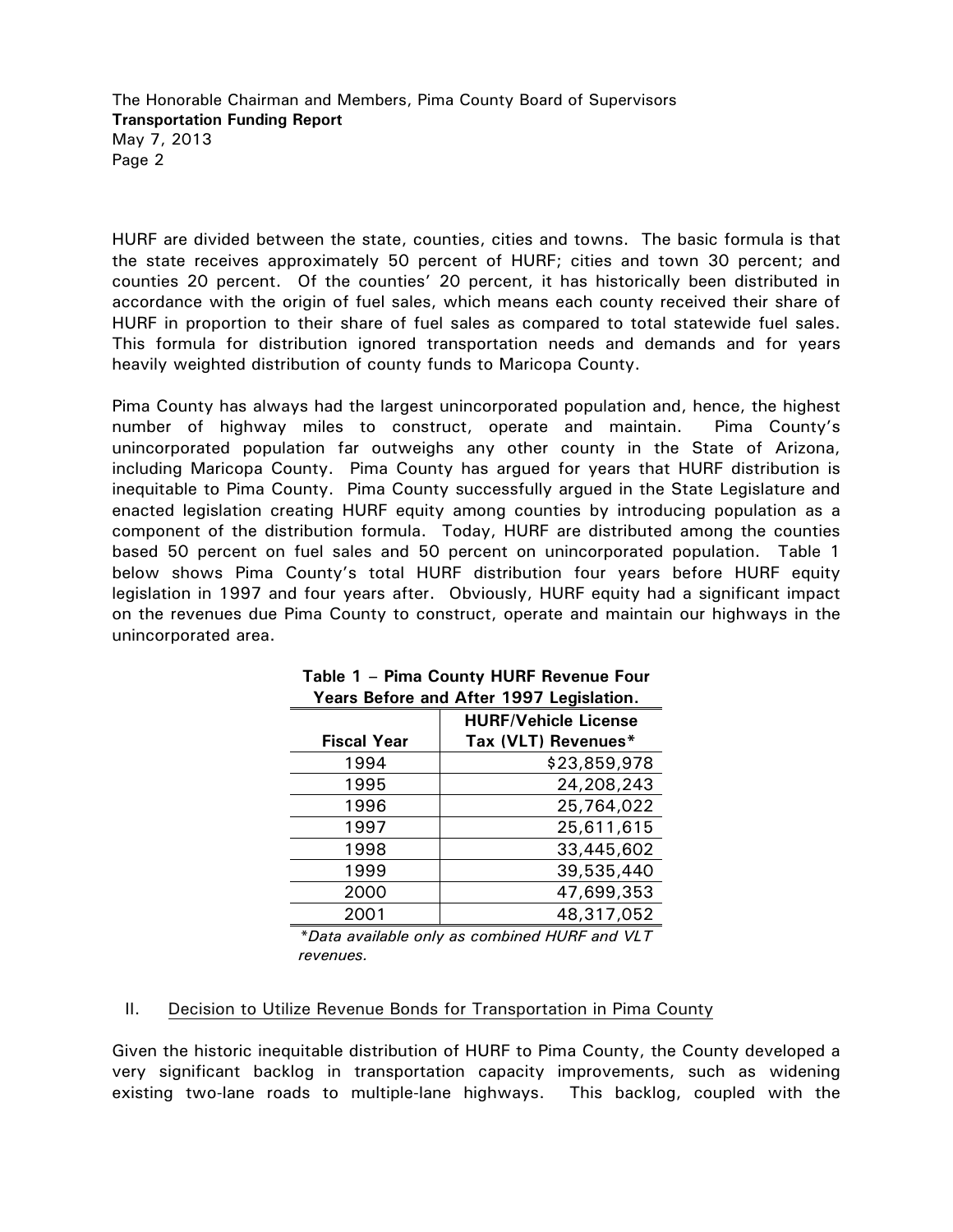HURF are divided between the state, counties, cities and towns. The basic formula is that the state receives approximately 50 percent of HURF; cities and town 30 percent; and counties 20 percent. Of the counties' 20 percent, it has historically been distributed in accordance with the origin of fuel sales, which means each county received their share of HURF in proportion to their share of fuel sales as compared to total statewide fuel sales. This formula for distribution ignored transportation needs and demands and for years heavily weighted distribution of county funds to Maricopa County.

Pima County has always had the largest unincorporated population and, hence, the highest number of highway miles to construct, operate and maintain. Pima County's unincorporated population far outweighs any other county in the State of Arizona, including Maricopa County. Pima County has argued for years that HURF distribution is inequitable to Pima County. Pima County successfully argued in the State Legislature and enacted legislation creating HURF equity among counties by introducing population as a component of the distribution formula. Today, HURF are distributed among the counties based 50 percent on fuel sales and 50 percent on unincorporated population. Table 1 below shows Pima County's total HURF distribution four years before HURF equity legislation in 1997 and four years after. Obviously, HURF equity had a significant impact on the revenues due Pima County to construct, operate and maintain our highways in the unincorporated area.

**Table 1 – Pima County HURF Revenue Four Years Before and After 1997 Legislation.**

| Fiscal Year | HURF/Vehicle License Tax (VLT) Revenues* |
|---|---|
| 1994 | $23,859,978 |
| 1995 | 24,208,243 |
| 1996 | 25,764,022 |
| 1997 | 25,611,615 |
| 1998 | 33,445,602 |
| 1999 | 39,535,440 |
| 2000 | 47,699,353 |
| 2001 | 48,317,052 |

*\*Data available only as combined HURF and VLT revenues.*

## II. Decision to Utilize Revenue Bonds for Transportation in Pima County

Given the historic inequitable distribution of HURF to Pima County, the County developed a very significant backlog in transportation capacity improvements, such as widening existing two-lane roads to multiple-lane highways. This backlog, coupled with the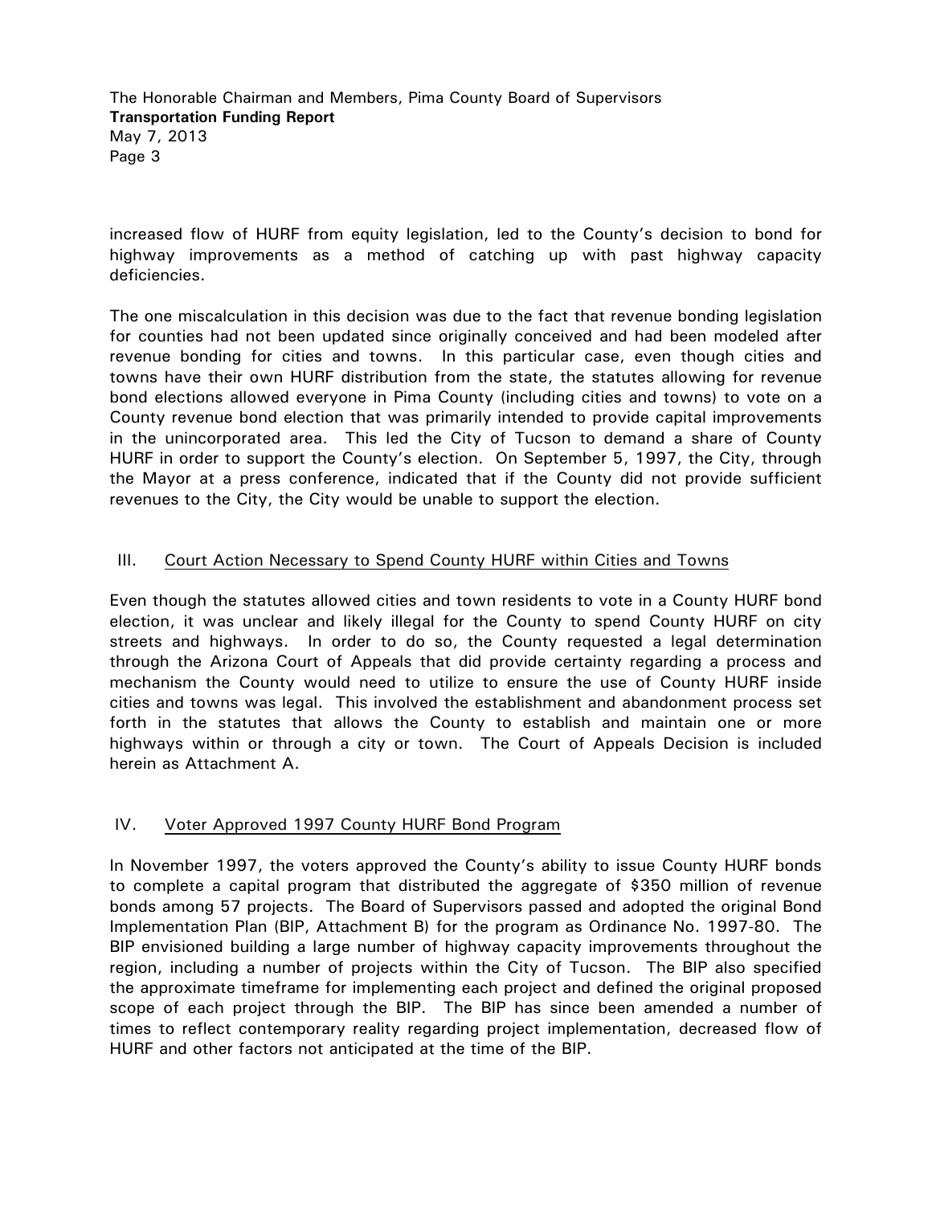increased flow of HURF from equity legislation, led to the County's decision to bond for highway improvements as a method of catching up with past highway capacity deficiencies.

The one miscalculation in this decision was due to the fact that revenue bonding legislation for counties had not been updated since originally conceived and had been modeled after revenue bonding for cities and towns. In this particular case, even though cities and towns have their own HURF distribution from the state, the statutes allowing for revenue bond elections allowed everyone in Pima County (including cities and towns) to vote on a County revenue bond election that was primarily intended to provide capital improvements in the unincorporated area. This led the City of Tucson to demand a share of County HURF in order to support the County's election. On September 5, 1997, the City, through the Mayor at a press conference, indicated that if the County did not provide sufficient revenues to the City, the City would be unable to support the election.

## III. Court Action Necessary to Spend County HURF within Cities and Towns

Even though the statutes allowed cities and town residents to vote in a County HURF bond election, it was unclear and likely illegal for the County to spend County HURF on city streets and highways. In order to do so, the County requested a legal determination through the Arizona Court of Appeals that did provide certainty regarding a process and mechanism the County would need to utilize to ensure the use of County HURF inside cities and towns was legal. This involved the establishment and abandonment process set forth in the statutes that allows the County to establish and maintain one or more highways within or through a city or town. The Court of Appeals Decision is included herein as Attachment A.

## IV. Voter Approved 1997 County HURF Bond Program

In November 1997, the voters approved the County's ability to issue County HURF bonds to complete a capital program that distributed the aggregate of $350 million of revenue bonds among 57 projects. The Board of Supervisors passed and adopted the original Bond Implementation Plan (BIP, Attachment B) for the program as Ordinance No. 1997-80. The BIP envisioned building a large number of highway capacity improvements throughout the region, including a number of projects within the City of Tucson. The BIP also specified the approximate timeframe for implementing each project and defined the original proposed scope of each project through the BIP. The BIP has since been amended a number of times to reflect contemporary reality regarding project implementation, decreased flow of HURF and other factors not anticipated at the time of the BIP.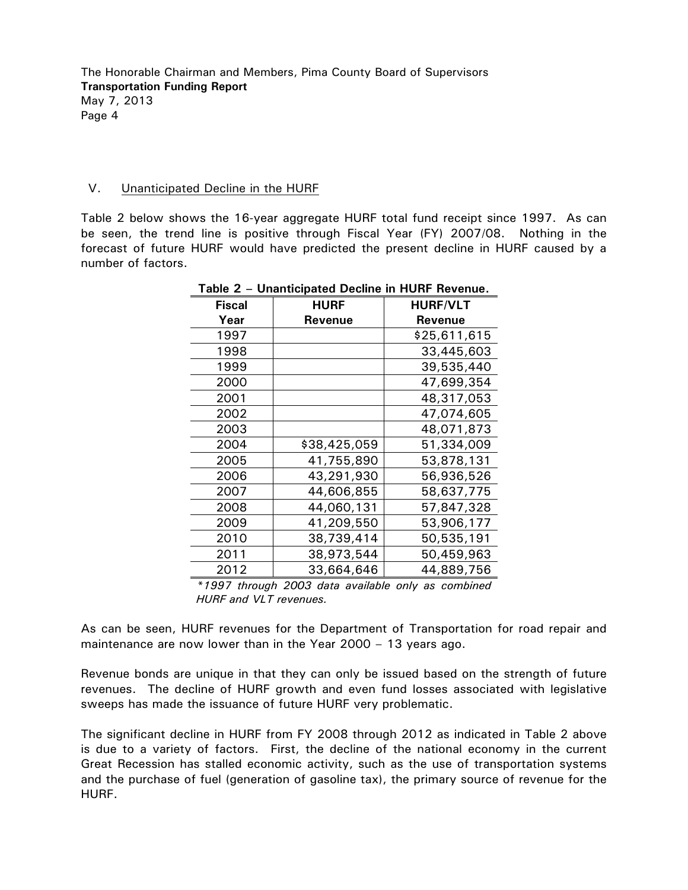## V. Unanticipated Decline in the HURF

Table 2 below shows the 16-year aggregate HURF total fund receipt since 1997. As can be seen, the trend line is positive through Fiscal Year (FY) 2007/08. Nothing in the forecast of future HURF would have predicted the present decline in HURF caused by a number of factors.

**Table 2 – Unanticipated Decline in HURF Revenue.**

| Fiscal Year | HURF Revenue | HURF/VLT Revenue |
|---|---|---|
| 1997 | | $25,611,615 |
| 1998 | | 33,445,603 |
| 1999 | | 39,535,440 |
| 2000 | | 47,699,354 |
| 2001 | | 48,317,053 |
| 2002 | | 47,074,605 |
| 2003 | | 48,071,873 |
| 2004 | $38,425,059 | 51,334,009 |
| 2005 | 41,755,890 | 53,878,131 |
| 2006 | 43,291,930 | 56,936,526 |
| 2007 | 44,606,855 | 58,637,775 |
| 2008 | 44,060,131 | 57,847,328 |
| 2009 | 41,209,550 | 53,906,177 |
| 2010 | 38,739,414 | 50,535,191 |
| 2011 | 38,973,544 | 50,459,963 |
| 2012 | 33,664,646 | 44,889,756 |

*\*1997 through 2003 data available only as combined HURF and VLT revenues.*

As can be seen, HURF revenues for the Department of Transportation for road repair and maintenance are now lower than in the Year 2000 – 13 years ago.

Revenue bonds are unique in that they can only be issued based on the strength of future revenues. The decline of HURF growth and even fund losses associated with legislative sweeps has made the issuance of future HURF very problematic.

The significant decline in HURF from FY 2008 through 2012 as indicated in Table 2 above is due to a variety of factors. First, the decline of the national economy in the current Great Recession has stalled economic activity, such as the use of transportation systems and the purchase of fuel (generation of gasoline tax), the primary source of revenue for the HURF.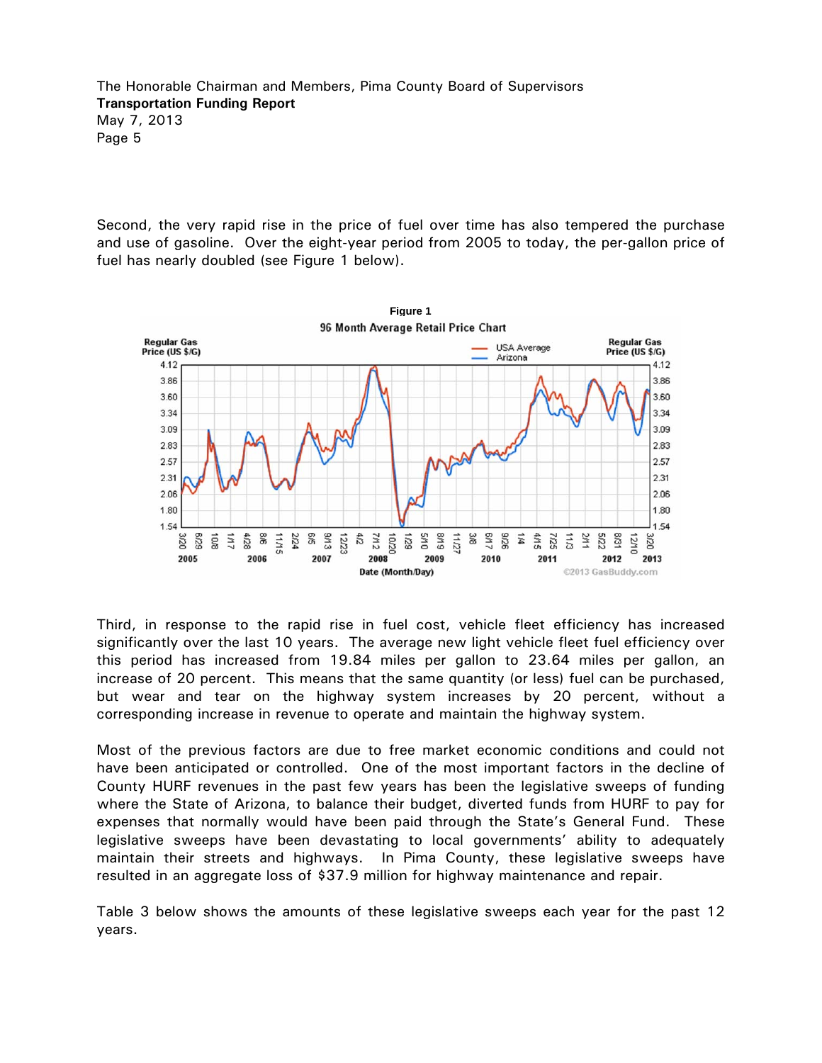Second, the very rapid rise in the price of fuel over time has also tempered the purchase and use of gasoline. Over the eight-year period from 2005 to today, the per-gallon price of fuel has nearly doubled (see Figure 1 below).

**Figure 1**

Third, in response to the rapid rise in fuel cost, vehicle fleet efficiency has increased significantly over the last 10 years. The average new light vehicle fleet fuel efficiency over this period has increased from 19.84 miles per gallon to 23.64 miles per gallon, an increase of 20 percent. This means that the same quantity (or less) fuel can be purchased, but wear and tear on the highway system increases by 20 percent, without a corresponding increase in revenue to operate and maintain the highway system.

Most of the previous factors are due to free market economic conditions and could not have been anticipated or controlled. One of the most important factors in the decline of County HURF revenues in the past few years has been the legislative sweeps of funding where the State of Arizona, to balance their budget, diverted funds from HURF to pay for expenses that normally would have been paid through the State's General Fund. These legislative sweeps have been devastating to local governments' ability to adequately maintain their streets and highways. In Pima County, these legislative sweeps have resulted in an aggregate loss of $37.9 million for highway maintenance and repair.

Table 3 below shows the amounts of these legislative sweeps each year for the past 12 years.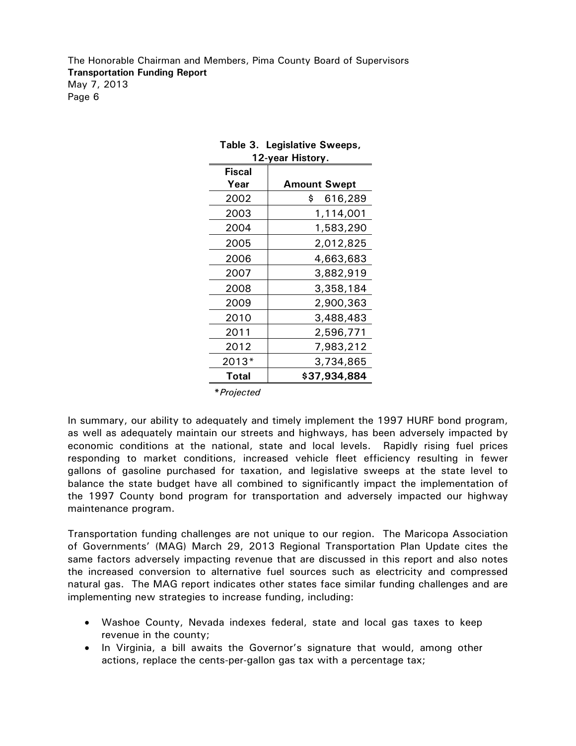**Table 3. Legislative Sweeps, 12-year History.**

| Fiscal Year | Amount Swept |
|---|---|
| 2002 | $ 616,289 |
| 2003 | 1,114,001 |
| 2004 | 1,583,290 |
| 2005 | 2,012,825 |
| 2006 | 4,663,683 |
| 2007 | 3,882,919 |
| 2008 | 3,358,184 |
| 2009 | 2,900,363 |
| 2010 | 3,488,483 |
| 2011 | 2,596,771 |
| 2012 | 7,983,212 |
| 2013* | 3,734,865 |
| **Total** | **$37,934,884** |

**Projected*

In summary, our ability to adequately and timely implement the 1997 HURF bond program, as well as adequately maintain our streets and highways, has been adversely impacted by economic conditions at the national, state and local levels. Rapidly rising fuel prices responding to market conditions, increased vehicle fleet efficiency resulting in fewer gallons of gasoline purchased for taxation, and legislative sweeps at the state level to balance the state budget have all combined to significantly impact the implementation of the 1997 County bond program for transportation and adversely impacted our highway maintenance program.

Transportation funding challenges are not unique to our region. The Maricopa Association of Governments' (MAG) March 29, 2013 Regional Transportation Plan Update cites the same factors adversely impacting revenue that are discussed in this report and also notes the increased conversion to alternative fuel sources such as electricity and compressed natural gas. The MAG report indicates other states face similar funding challenges and are implementing new strategies to increase funding, including:

- Washoe County, Nevada indexes federal, state and local gas taxes to keep revenue in the county;
- In Virginia, a bill awaits the Governor's signature that would, among other actions, replace the cents-per-gallon gas tax with a percentage tax;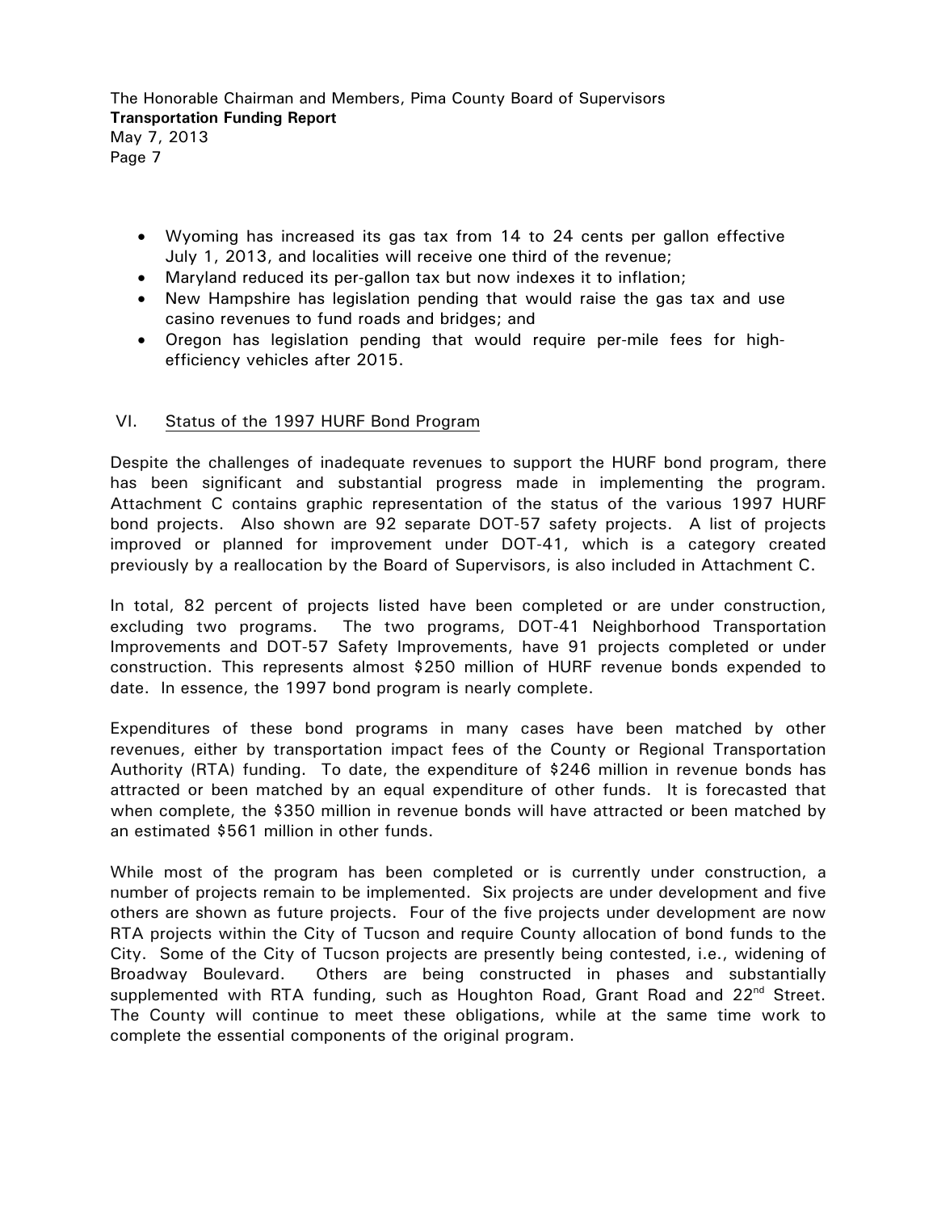- Wyoming has increased its gas tax from 14 to 24 cents per gallon effective July 1, 2013, and localities will receive one third of the revenue;
- Maryland reduced its per-gallon tax but now indexes it to inflation;
- New Hampshire has legislation pending that would raise the gas tax and use casino revenues to fund roads and bridges; and
- Oregon has legislation pending that would require per-mile fees for high-efficiency vehicles after 2015.

## VI. Status of the 1997 HURF Bond Program

Despite the challenges of inadequate revenues to support the HURF bond program, there has been significant and substantial progress made in implementing the program. Attachment C contains graphic representation of the status of the various 1997 HURF bond projects. Also shown are 92 separate DOT-57 safety projects. A list of projects improved or planned for improvement under DOT-41, which is a category created previously by a reallocation by the Board of Supervisors, is also included in Attachment C.

In total, 82 percent of projects listed have been completed or are under construction, excluding two programs. The two programs, DOT-41 Neighborhood Transportation Improvements and DOT-57 Safety Improvements, have 91 projects completed or under construction. This represents almost $250 million of HURF revenue bonds expended to date. In essence, the 1997 bond program is nearly complete.

Expenditures of these bond programs in many cases have been matched by other revenues, either by transportation impact fees of the County or Regional Transportation Authority (RTA) funding. To date, the expenditure of $246 million in revenue bonds has attracted or been matched by an equal expenditure of other funds. It is forecasted that when complete, the $350 million in revenue bonds will have attracted or been matched by an estimated $561 million in other funds.

While most of the program has been completed or is currently under construction, a number of projects remain to be implemented. Six projects are under development and five others are shown as future projects. Four of the five projects under development are now RTA projects within the City of Tucson and require County allocation of bond funds to the City. Some of the City of Tucson projects are presently being contested, i.e., widening of Broadway Boulevard. Others are being constructed in phases and substantially supplemented with RTA funding, such as Houghton Road, Grant Road and 22nd Street. The County will continue to meet these obligations, while at the same time work to complete the essential components of the original program.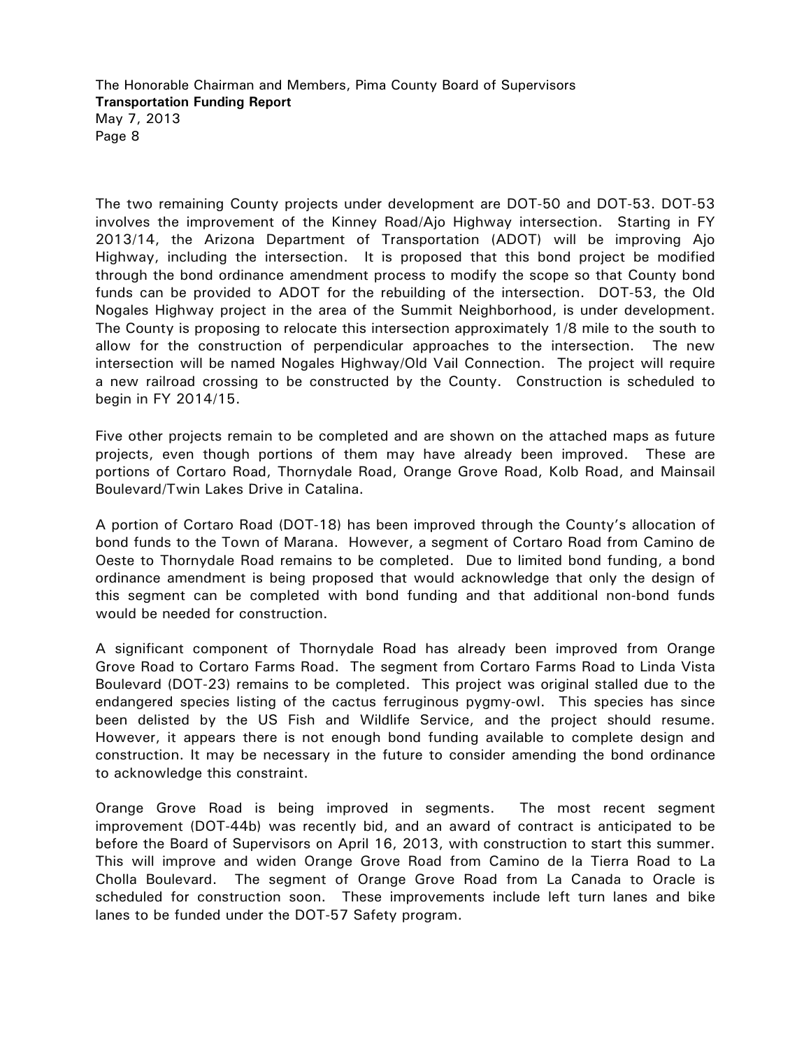The two remaining County projects under development are DOT-50 and DOT-53. DOT-53 involves the improvement of the Kinney Road/Ajo Highway intersection. Starting in FY 2013/14, the Arizona Department of Transportation (ADOT) will be improving Ajo Highway, including the intersection. It is proposed that this bond project be modified through the bond ordinance amendment process to modify the scope so that County bond funds can be provided to ADOT for the rebuilding of the intersection. DOT-53, the Old Nogales Highway project in the area of the Summit Neighborhood, is under development. The County is proposing to relocate this intersection approximately 1/8 mile to the south to allow for the construction of perpendicular approaches to the intersection. The new intersection will be named Nogales Highway/Old Vail Connection. The project will require a new railroad crossing to be constructed by the County. Construction is scheduled to begin in FY 2014/15.

Five other projects remain to be completed and are shown on the attached maps as future projects, even though portions of them may have already been improved. These are portions of Cortaro Road, Thornydale Road, Orange Grove Road, Kolb Road, and Mainsail Boulevard/Twin Lakes Drive in Catalina.

A portion of Cortaro Road (DOT-18) has been improved through the County's allocation of bond funds to the Town of Marana. However, a segment of Cortaro Road from Camino de Oeste to Thornydale Road remains to be completed. Due to limited bond funding, a bond ordinance amendment is being proposed that would acknowledge that only the design of this segment can be completed with bond funding and that additional non-bond funds would be needed for construction.

A significant component of Thornydale Road has already been improved from Orange Grove Road to Cortaro Farms Road. The segment from Cortaro Farms Road to Linda Vista Boulevard (DOT-23) remains to be completed. This project was original stalled due to the endangered species listing of the cactus ferruginous pygmy-owl. This species has since been delisted by the US Fish and Wildlife Service, and the project should resume. However, it appears there is not enough bond funding available to complete design and construction. It may be necessary in the future to consider amending the bond ordinance to acknowledge this constraint.

Orange Grove Road is being improved in segments. The most recent segment improvement (DOT-44b) was recently bid, and an award of contract is anticipated to be before the Board of Supervisors on April 16, 2013, with construction to start this summer. This will improve and widen Orange Grove Road from Camino de la Tierra Road to La Cholla Boulevard. The segment of Orange Grove Road from La Canada to Oracle is scheduled for construction soon. These improvements include left turn lanes and bike lanes to be funded under the DOT-57 Safety program.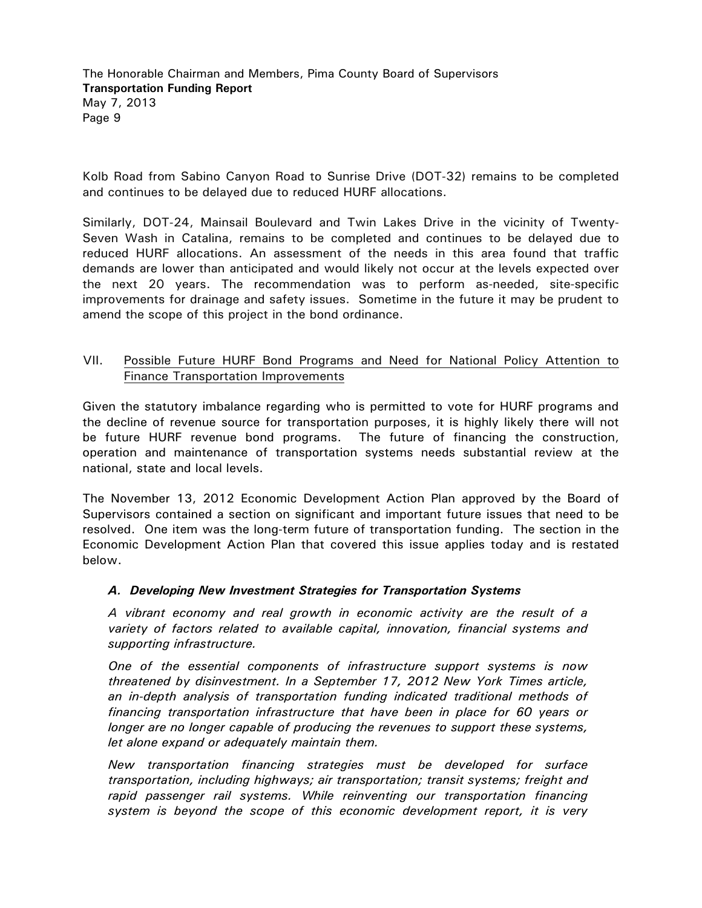Kolb Road from Sabino Canyon Road to Sunrise Drive (DOT-32) remains to be completed and continues to be delayed due to reduced HURF allocations.

Similarly, DOT-24, Mainsail Boulevard and Twin Lakes Drive in the vicinity of Twenty-Seven Wash in Catalina, remains to be completed and continues to be delayed due to reduced HURF allocations. An assessment of the needs in this area found that traffic demands are lower than anticipated and would likely not occur at the levels expected over the next 20 years. The recommendation was to perform as-needed, site-specific improvements for drainage and safety issues. Sometime in the future it may be prudent to amend the scope of this project in the bond ordinance.

## VII. Possible Future HURF Bond Programs and Need for National Policy Attention to Finance Transportation Improvements

Given the statutory imbalance regarding who is permitted to vote for HURF programs and the decline of revenue source for transportation purposes, it is highly likely there will not be future HURF revenue bond programs. The future of financing the construction, operation and maintenance of transportation systems needs substantial review at the national, state and local levels.

The November 13, 2012 Economic Development Action Plan approved by the Board of Supervisors contained a section on significant and important future issues that need to be resolved. One item was the long-term future of transportation funding. The section in the Economic Development Action Plan that covered this issue applies today and is restated below.

### *A. Developing New Investment Strategies for Transportation Systems*

*A vibrant economy and real growth in economic activity are the result of a variety of factors related to available capital, innovation, financial systems and supporting infrastructure.*

*One of the essential components of infrastructure support systems is now threatened by disinvestment. In a September 17, 2012 New York Times article, an in-depth analysis of transportation funding indicated traditional methods of financing transportation infrastructure that have been in place for 60 years or longer are no longer capable of producing the revenues to support these systems, let alone expand or adequately maintain them.*

*New transportation financing strategies must be developed for surface transportation, including highways; air transportation; transit systems; freight and rapid passenger rail systems. While reinventing our transportation financing system is beyond the scope of this economic development report, it is very*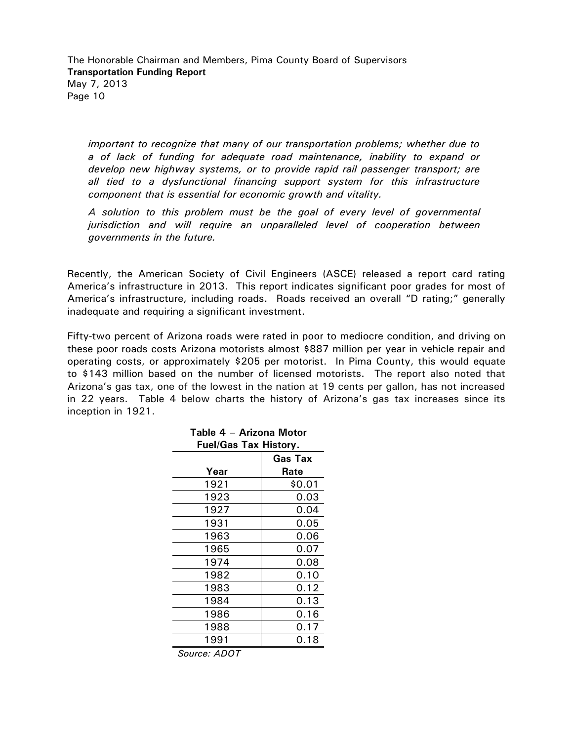*important to recognize that many of our transportation problems; whether due to a of lack of funding for adequate road maintenance, inability to expand or develop new highway systems, or to provide rapid rail passenger transport; are all tied to a dysfunctional financing support system for this infrastructure component that is essential for economic growth and vitality.*

*A solution to this problem must be the goal of every level of governmental jurisdiction and will require an unparalleled level of cooperation between governments in the future.*

Recently, the American Society of Civil Engineers (ASCE) released a report card rating America's infrastructure in 2013. This report indicates significant poor grades for most of America's infrastructure, including roads. Roads received an overall "D rating;" generally inadequate and requiring a significant investment.

Fifty-two percent of Arizona roads were rated in poor to mediocre condition, and driving on these poor roads costs Arizona motorists almost $887 million per year in vehicle repair and operating costs, or approximately $205 per motorist. In Pima County, this would equate to $143 million based on the number of licensed motorists. The report also noted that Arizona's gas tax, one of the lowest in the nation at 19 cents per gallon, has not increased in 22 years. Table 4 below charts the history of Arizona's gas tax increases since its inception in 1921.

**Table 4 – Arizona Motor Fuel/Gas Tax History.**

| Year | Gas Tax Rate |
|---|---|
| 1921 | $0.01 |
| 1923 | 0.03 |
| 1927 | 0.04 |
| 1931 | 0.05 |
| 1963 | 0.06 |
| 1965 | 0.07 |
| 1974 | 0.08 |
| 1982 | 0.10 |
| 1983 | 0.12 |
| 1984 | 0.13 |
| 1986 | 0.16 |
| 1988 | 0.17 |
| 1991 | 0.18 |

*Source: ADOT*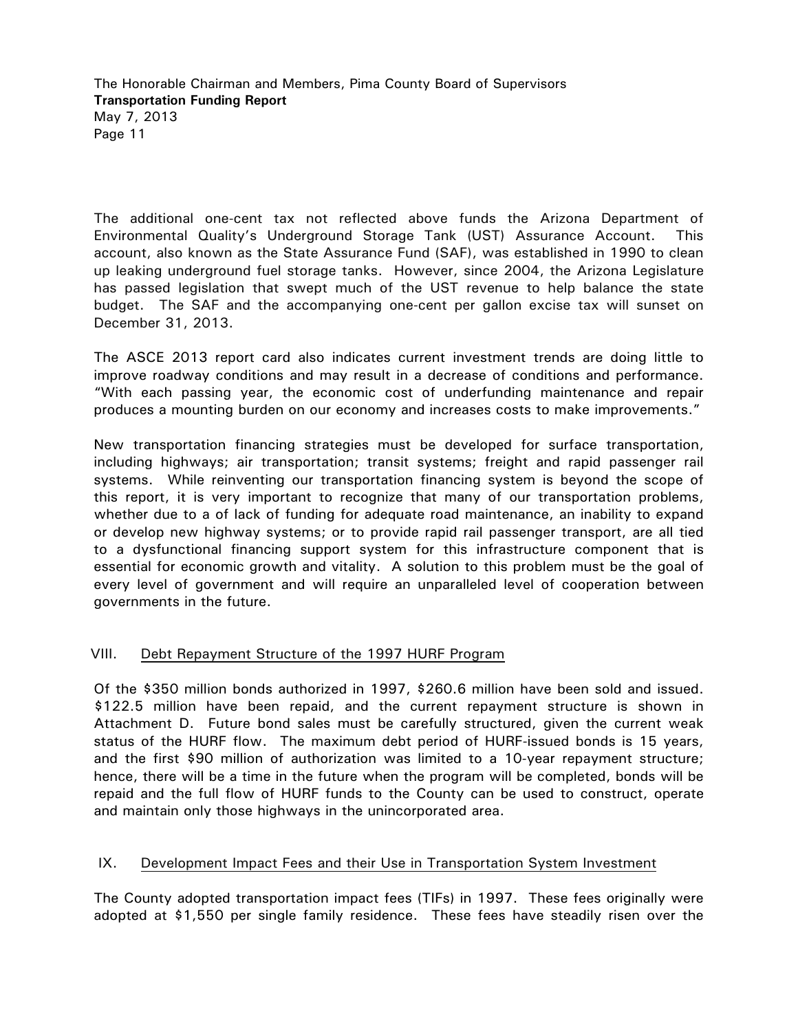The additional one-cent tax not reflected above funds the Arizona Department of Environmental Quality's Underground Storage Tank (UST) Assurance Account. This account, also known as the State Assurance Fund (SAF), was established in 1990 to clean up leaking underground fuel storage tanks. However, since 2004, the Arizona Legislature has passed legislation that swept much of the UST revenue to help balance the state budget. The SAF and the accompanying one-cent per gallon excise tax will sunset on December 31, 2013.

The ASCE 2013 report card also indicates current investment trends are doing little to improve roadway conditions and may result in a decrease of conditions and performance. "With each passing year, the economic cost of underfunding maintenance and repair produces a mounting burden on our economy and increases costs to make improvements."

New transportation financing strategies must be developed for surface transportation, including highways; air transportation; transit systems; freight and rapid passenger rail systems. While reinventing our transportation financing system is beyond the scope of this report, it is very important to recognize that many of our transportation problems, whether due to a of lack of funding for adequate road maintenance, an inability to expand or develop new highway systems; or to provide rapid rail passenger transport, are all tied to a dysfunctional financing support system for this infrastructure component that is essential for economic growth and vitality. A solution to this problem must be the goal of every level of government and will require an unparalleled level of cooperation between governments in the future.

## VIII. Debt Repayment Structure of the 1997 HURF Program

Of the $350 million bonds authorized in 1997, $260.6 million have been sold and issued. $122.5 million have been repaid, and the current repayment structure is shown in Attachment D. Future bond sales must be carefully structured, given the current weak status of the HURF flow. The maximum debt period of HURF-issued bonds is 15 years, and the first $90 million of authorization was limited to a 10-year repayment structure; hence, there will be a time in the future when the program will be completed, bonds will be repaid and the full flow of HURF funds to the County can be used to construct, operate and maintain only those highways in the unincorporated area.

## IX. Development Impact Fees and their Use in Transportation System Investment

The County adopted transportation impact fees (TIFs) in 1997. These fees originally were adopted at $1,550 per single family residence. These fees have steadily risen over the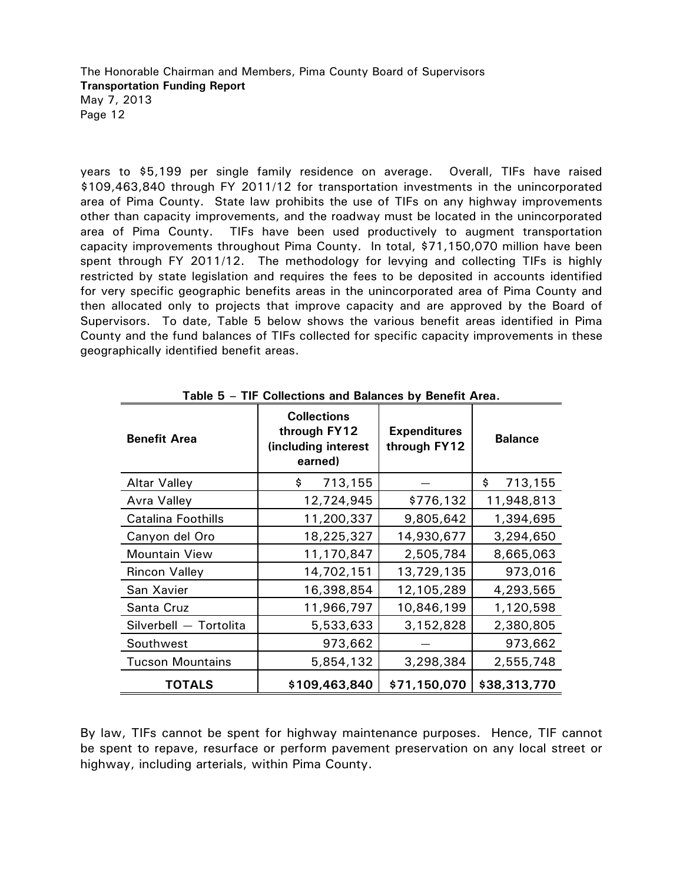years to $5,199 per single family residence on average. Overall, TIFs have raised $109,463,840 through FY 2011/12 for transportation investments in the unincorporated area of Pima County. State law prohibits the use of TIFs on any highway improvements other than capacity improvements, and the roadway must be located in the unincorporated area of Pima County. TIFs have been used productively to augment transportation capacity improvements throughout Pima County. In total, $71,150,070 million have been spent through FY 2011/12. The methodology for levying and collecting TIFs is highly restricted by state legislation and requires the fees to be deposited in accounts identified for very specific geographic benefits areas in the unincorporated area of Pima County and then allocated only to projects that improve capacity and are approved by the Board of Supervisors. To date, Table 5 below shows the various benefit areas identified in Pima County and the fund balances of TIFs collected for specific capacity improvements in these geographically identified benefit areas.

**Table 5 – TIF Collections and Balances by Benefit Area.**

| Benefit Area | Collections through FY12 (including interest earned) | Expenditures through FY12 | Balance |
|---|---|---|---|
| Altar Valley | $ 713,155 | — | $ 713,155 |
| Avra Valley | 12,724,945 | $776,132 | 11,948,813 |
| Catalina Foothills | 11,200,337 | 9,805,642 | 1,394,695 |
| Canyon del Oro | 18,225,327 | 14,930,677 | 3,294,650 |
| Mountain View | 11,170,847 | 2,505,784 | 8,665,063 |
| Rincon Valley | 14,702,151 | 13,729,135 | 973,016 |
| San Xavier | 16,398,854 | 12,105,289 | 4,293,565 |
| Santa Cruz | 11,966,797 | 10,846,199 | 1,120,598 |
| Silverbell — Tortolita | 5,533,633 | 3,152,828 | 2,380,805 |
| Southwest | 973,662 | — | 973,662 |
| Tucson Mountains | 5,854,132 | 3,298,384 | 2,555,748 |
| **TOTALS** | **$109,463,840** | **$71,150,070** | **$38,313,770** |

By law, TIFs cannot be spent for highway maintenance purposes. Hence, TIF cannot be spent to repave, resurface or perform pavement preservation on any local street or highway, including arterials, within Pima County.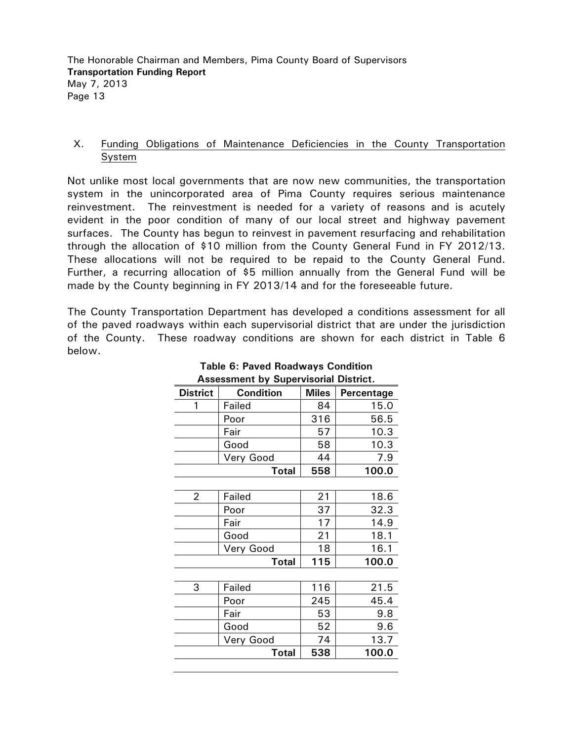## X. Funding Obligations of Maintenance Deficiencies in the County Transportation System

Not unlike most local governments that are now new communities, the transportation system in the unincorporated area of Pima County requires serious maintenance reinvestment. The reinvestment is needed for a variety of reasons and is acutely evident in the poor condition of many of our local street and highway pavement surfaces. The County has begun to reinvest in pavement resurfacing and rehabilitation through the allocation of $10 million from the County General Fund in FY 2012/13. These allocations will not be required to be repaid to the County General Fund. Further, a recurring allocation of $5 million annually from the General Fund will be made by the County beginning in FY 2013/14 and for the foreseeable future.

The County Transportation Department has developed a conditions assessment for all of the paved roadways within each supervisorial district that are under the jurisdiction of the County. These roadway conditions are shown for each district in Table 6 below.

**Table 6: Paved Roadways Condition Assessment by Supervisorial District.**

| District | Condition | Miles | Percentage |
|---|---|---|---|
| 1 | Failed | 84 | 15.0 |
| | Poor | 316 | 56.5 |
| | Fair | 57 | 10.3 |
| | Good | 58 | 10.3 |
| | Very Good | 44 | 7.9 |
| | **Total** | **558** | **100.0** |
| 2 | Failed | 21 | 18.6 |
| | Poor | 37 | 32.3 |
| | Fair | 17 | 14.9 |
| | Good | 21 | 18.1 |
| | Very Good | 18 | 16.1 |
| | **Total** | **115** | **100.0** |
| 3 | Failed | 116 | 21.5 |
| | Poor | 245 | 45.4 |
| | Fair | 53 | 9.8 |
| | Good | 52 | 9.6 |
| | Very Good | 74 | 13.7 |
| | **Total** | **538** | **100.0** |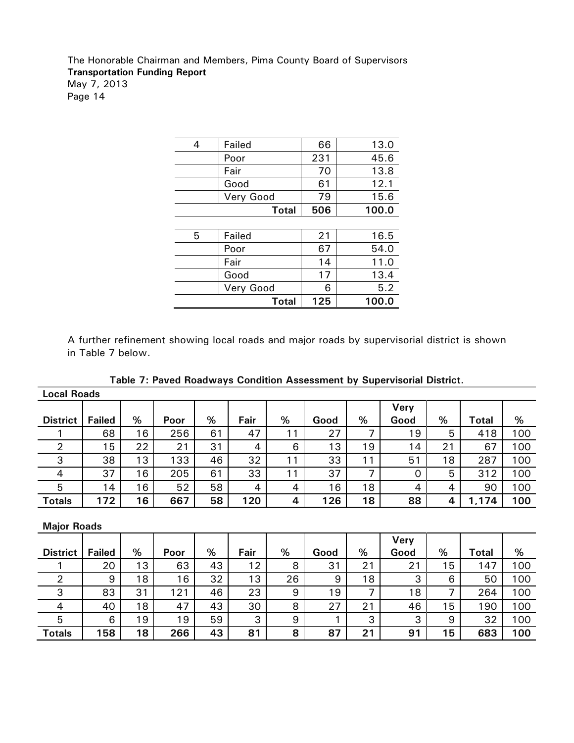| 4 | Failed | 66 | 13.0 |
|---|---|---|---|
| | Poor | 231 | 45.6 |
| | Fair | 70 | 13.8 |
| | Good | 61 | 12.1 |
| | Very Good | 79 | 15.6 |
| | **Total** | **506** | **100.0** |
| | | | |
| 5 | Failed | 21 | 16.5 |
| | Poor | 67 | 54.0 |
| | Fair | 14 | 11.0 |
| | Good | 17 | 13.4 |
| | Very Good | 6 | 5.2 |
| | **Total** | **125** | **100.0** |

A further refinement showing local roads and major roads by supervisorial district is shown in Table 7 below.

**Table 7: Paved Roadways Condition Assessment by Supervisorial District.**

**Local Roads**

| District | Failed | % | Poor | % | Fair | % | Good | % | Very Good | % | Total | % |
|---|---|---|---|---|---|---|---|---|---|---|---|---|
| 1 | 68 | 16 | 256 | 61 | 47 | 11 | 27 | 7 | 19 | 5 | 418 | 100 |
| 2 | 15 | 22 | 21 | 31 | 4 | 6 | 13 | 19 | 14 | 21 | 67 | 100 |
| 3 | 38 | 13 | 133 | 46 | 32 | 11 | 33 | 11 | 51 | 18 | 287 | 100 |
| 4 | 37 | 16 | 205 | 61 | 33 | 11 | 37 | 7 | 0 | 5 | 312 | 100 |
| 5 | 14 | 16 | 52 | 58 | 4 | 4 | 16 | 18 | 4 | 4 | 90 | 100 |
| **Totals** | **172** | **16** | **667** | **58** | **120** | **4** | **126** | **18** | **88** | **4** | **1,174** | **100** |

**Major Roads**

| District | Failed | % | Poor | % | Fair | % | Good | % | Very Good | % | Total | % |
|---|---|---|---|---|---|---|---|---|---|---|---|---|
| 1 | 20 | 13 | 63 | 43 | 12 | 8 | 31 | 21 | 21 | 15 | 147 | 100 |
| 2 | 9 | 18 | 16 | 32 | 13 | 26 | 9 | 18 | 3 | 6 | 50 | 100 |
| 3 | 83 | 31 | 121 | 46 | 23 | 9 | 19 | 7 | 18 | 7 | 264 | 100 |
| 4 | 40 | 18 | 47 | 43 | 30 | 8 | 27 | 21 | 46 | 15 | 190 | 100 |
| 5 | 6 | 19 | 19 | 59 | 3 | 9 | 1 | 3 | 3 | 9 | 32 | 100 |
| **Totals** | **158** | **18** | **266** | **43** | **81** | **8** | **87** | **21** | **91** | **15** | **683** | **100** |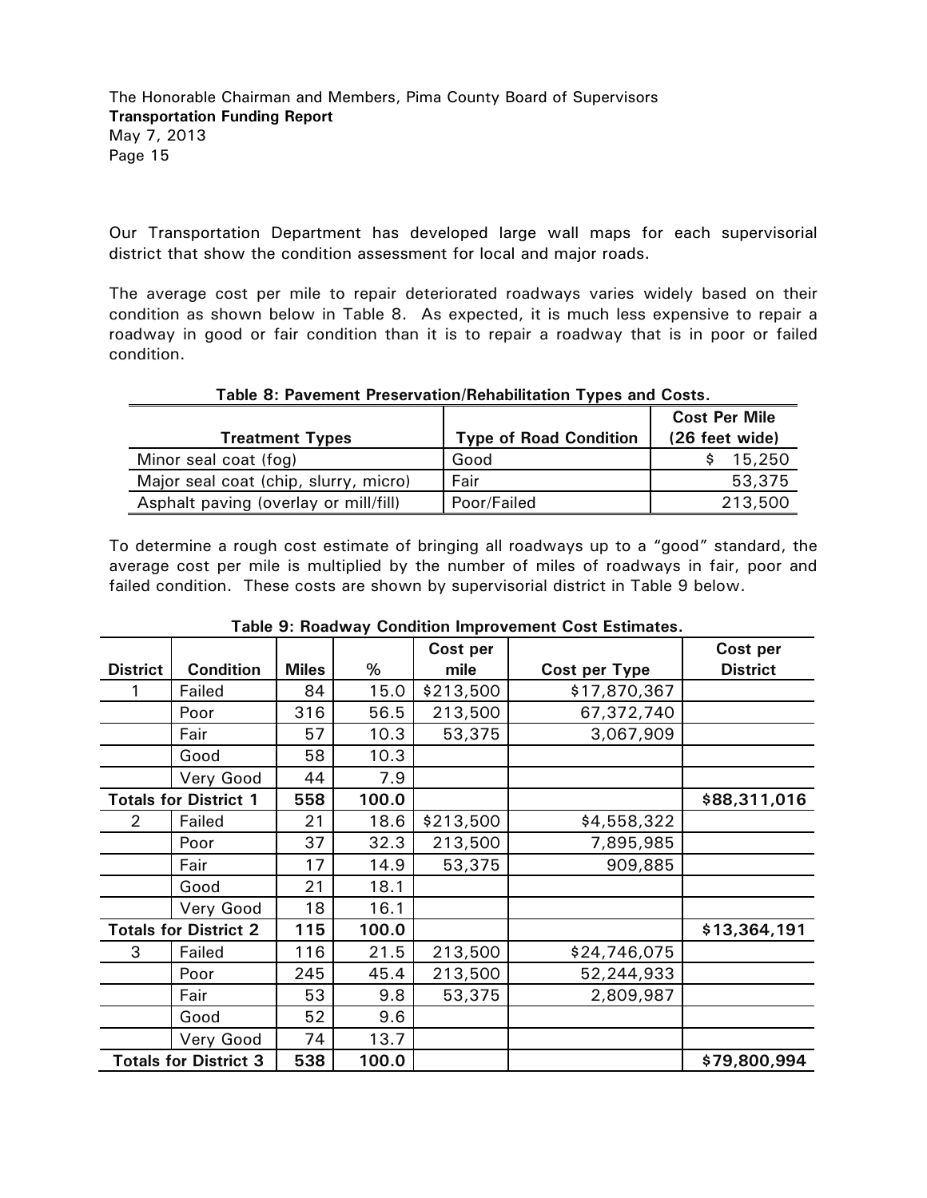Our Transportation Department has developed large wall maps for each supervisorial district that show the condition assessment for local and major roads.

The average cost per mile to repair deteriorated roadways varies widely based on their condition as shown below in Table 8. As expected, it is much less expensive to repair a roadway in good or fair condition than it is to repair a roadway that is in poor or failed condition.

**Table 8: Pavement Preservation/Rehabilitation Types and Costs.**

| Treatment Types | Type of Road Condition | Cost Per Mile (26 feet wide) |
|---|---|---|
| Minor seal coat (fog) | Good | $ 15,250 |
| Major seal coat (chip, slurry, micro) | Fair | 53,375 |
| Asphalt paving (overlay or mill/fill) | Poor/Failed | 213,500 |

To determine a rough cost estimate of bringing all roadways up to a "good" standard, the average cost per mile is multiplied by the number of miles of roadways in fair, poor and failed condition. These costs are shown by supervisorial district in Table 9 below.

**Table 9: Roadway Condition Improvement Cost Estimates.**

| District | Condition | Miles | % | Cost per mile | Cost per Type | Cost per District |
|---|---|---|---|---|---|---|
| 1 | Failed | 84 | 15.0 | $213,500 | $17,870,367 | |
| | Poor | 316 | 56.5 | 213,500 | 67,372,740 | |
| | Fair | 57 | 10.3 | 53,375 | 3,067,909 | |
| | Good | 58 | 10.3 | | | |
| | Very Good | 44 | 7.9 | | | |
| **Totals for District 1** | | **558** | **100.0** | | | **$88,311,016** |
| 2 | Failed | 21 | 18.6 | $213,500 | $4,558,322 | |
| | Poor | 37 | 32.3 | 213,500 | 7,895,985 | |
| | Fair | 17 | 14.9 | 53,375 | 909,885 | |
| | Good | 21 | 18.1 | | | |
| | Very Good | 18 | 16.1 | | | |
| **Totals for District 2** | | **115** | **100.0** | | | **$13,364,191** |
| 3 | Failed | 116 | 21.5 | 213,500 | $24,746,075 | |
| | Poor | 245 | 45.4 | 213,500 | 52,244,933 | |
| | Fair | 53 | 9.8 | 53,375 | 2,809,987 | |
| | Good | 52 | 9.6 | | | |
| | Very Good | 74 | 13.7 | | | |
| **Totals for District 3** | | **538** | **100.0** | | | **$79,800,994** |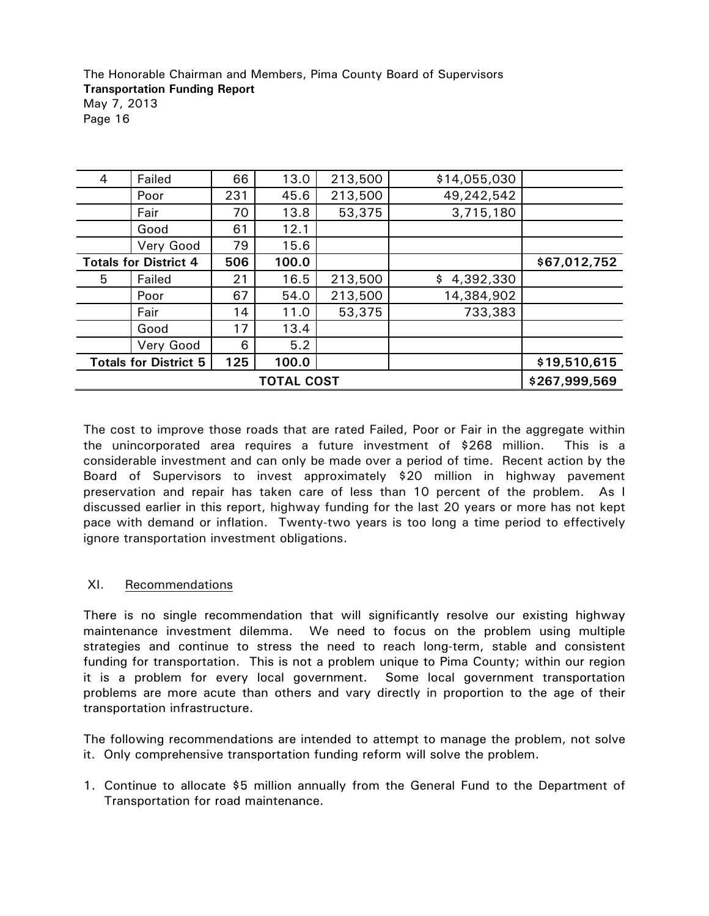| 4 | Failed | 66 | 13.0 | 213,500 | $14,055,030 | |
|---|---|---|---|---|---|---|
| | Poor | 231 | 45.6 | 213,500 | 49,242,542 | |
| | Fair | 70 | 13.8 | 53,375 | 3,715,180 | |
| | Good | 61 | 12.1 | | | |
| | Very Good | 79 | 15.6 | | | |
| **Totals for District 4** | | **506** | **100.0** | | | **$67,012,752** |
| 5 | Failed | 21 | 16.5 | 213,500 | $ 4,392,330 | |
| | Poor | 67 | 54.0 | 213,500 | 14,384,902 | |
| | Fair | 14 | 11.0 | 53,375 | 733,383 | |
| | Good | 17 | 13.4 | | | |
| | Very Good | 6 | 5.2 | | | |
| **Totals for District 5** | | **125** | **100.0** | | | **$19,510,615** |
| **TOTAL COST** | | | | | | **$267,999,569** |

The cost to improve those roads that are rated Failed, Poor or Fair in the aggregate within the unincorporated area requires a future investment of $268 million. This is a considerable investment and can only be made over a period of time. Recent action by the Board of Supervisors to invest approximately $20 million in highway pavement preservation and repair has taken care of less than 10 percent of the problem. As I discussed earlier in this report, highway funding for the last 20 years or more has not kept pace with demand or inflation. Twenty-two years is too long a time period to effectively ignore transportation investment obligations.

## XI. Recommendations

There is no single recommendation that will significantly resolve our existing highway maintenance investment dilemma. We need to focus on the problem using multiple strategies and continue to stress the need to reach long-term, stable and consistent funding for transportation. This is not a problem unique to Pima County; within our region it is a problem for every local government. Some local government transportation problems are more acute than others and vary directly in proportion to the age of their transportation infrastructure.

The following recommendations are intended to attempt to manage the problem, not solve it. Only comprehensive transportation funding reform will solve the problem.

1. Continue to allocate $5 million annually from the General Fund to the Department of Transportation for road maintenance.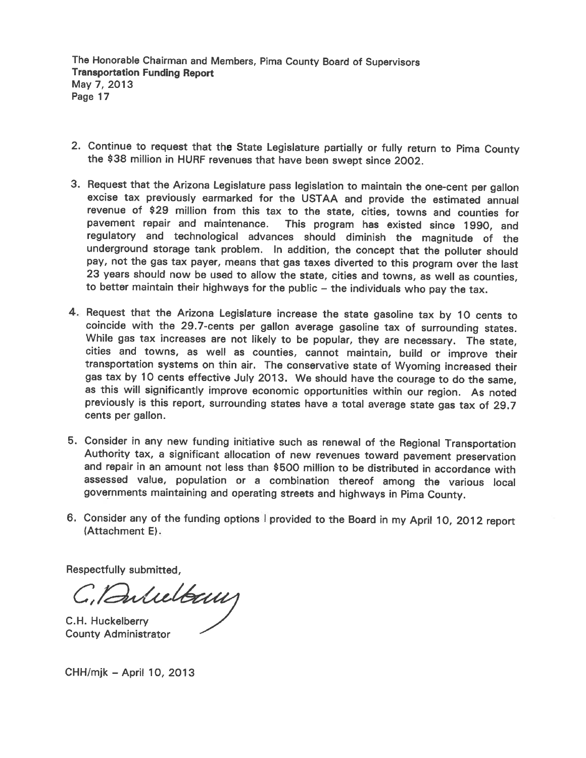2. Continue to request that the State Legislature partially or fully return to Pima County the $38 million in HURF revenues that have been swept since 2002.

3. Request that the Arizona Legislature pass legislation to maintain the one-cent per gallon excise tax previously earmarked for the USTAA and provide the estimated annual revenue of $29 million from this tax to the state, cities, towns and counties for pavement repair and maintenance. This program has existed since 1990, and regulatory and technological advances should diminish the magnitude of the underground storage tank problem. In addition, the concept that the polluter should pay, not the gas tax payer, means that gas taxes diverted to this program over the last 23 years should now be used to allow the state, cities and towns, as well as counties, to better maintain their highways for the public – the individuals who pay the tax.

4. Request that the Arizona Legislature increase the state gasoline tax by 10 cents to coincide with the 29.7-cents per gallon average gasoline tax of surrounding states. While gas tax increases are not likely to be popular, they are necessary. The state, cities and towns, as well as counties, cannot maintain, build or improve their transportation systems on thin air. The conservative state of Wyoming increased their gas tax by 10 cents effective July 2013. We should have the courage to do the same, as this will significantly improve economic opportunities within our region. As noted previously is this report, surrounding states have a total average state gas tax of 29.7 cents per gallon.

5. Consider in any new funding initiative such as renewal of the Regional Transportation Authority tax, a significant allocation of new revenues toward pavement preservation and repair in an amount not less than $500 million to be distributed in accordance with assessed value, population or a combination thereof among the various local governments maintaining and operating streets and highways in Pima County.

6. Consider any of the funding options I provided to the Board in my April 10, 2012 report (Attachment E).

Respectfully submitted,

C.H. Huckelberry
County Administrator

CHH/mjk – April 10, 2013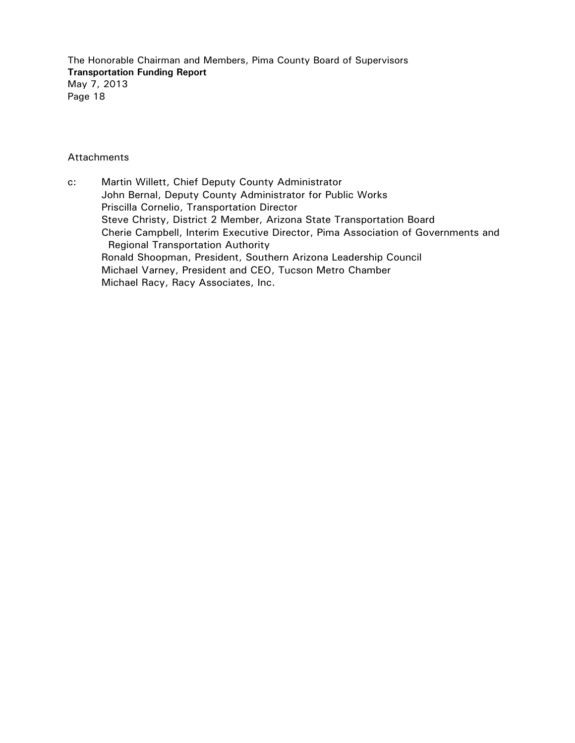Attachments

c: Martin Willett, Chief Deputy County Administrator
John Bernal, Deputy County Administrator for Public Works
Priscilla Cornelio, Transportation Director
Steve Christy, District 2 Member, Arizona State Transportation Board
Cherie Campbell, Interim Executive Director, Pima Association of Governments and Regional Transportation Authority
Ronald Shoopman, President, Southern Arizona Leadership Council
Michael Varney, President and CEO, Tucson Metro Chamber
Michael Racy, Racy Associates, Inc.